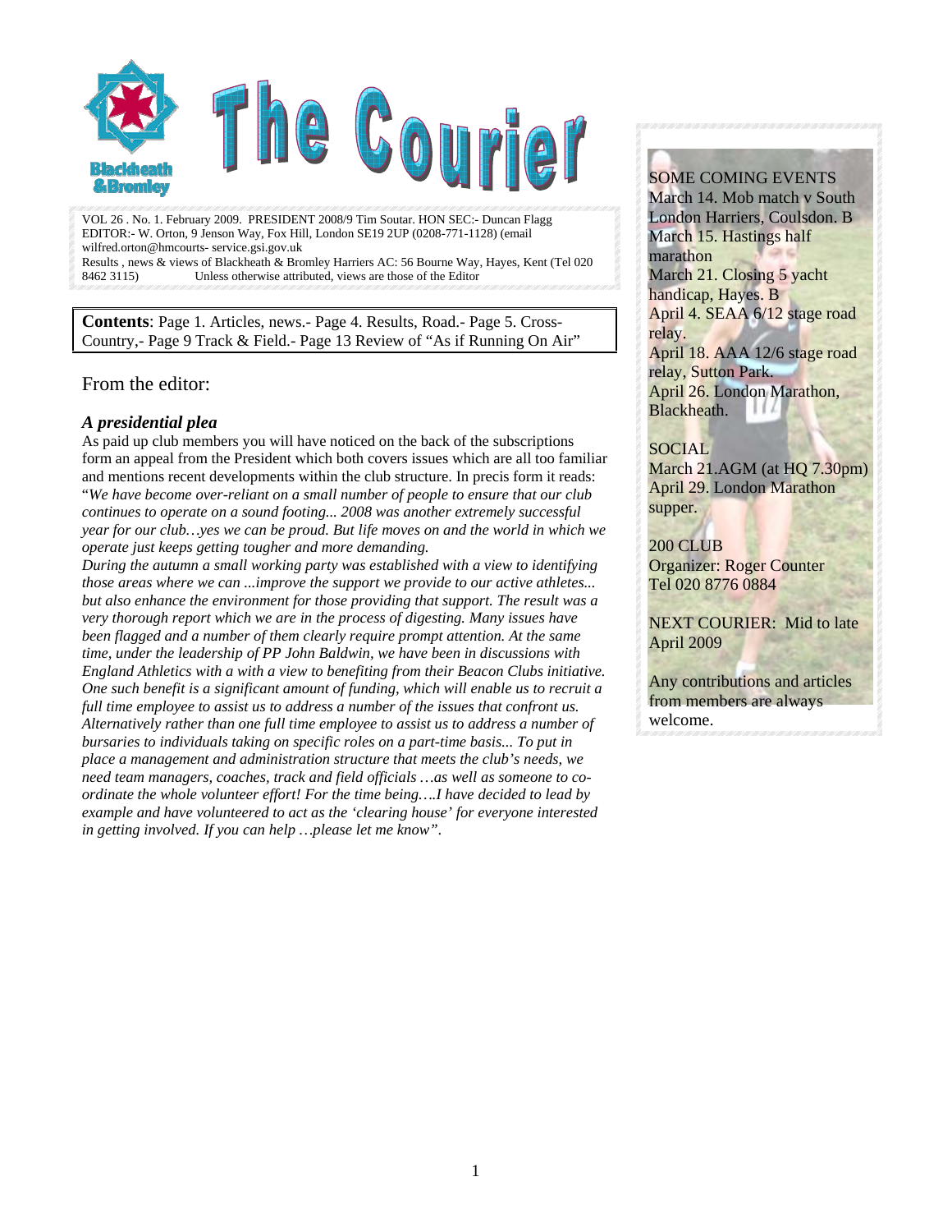# The Courier

VOL 26 . No. 1. February 2009. PRESIDENT 2008/9 Tim Soutar. HON SEC:- Duncan Flagg
EDITOR:- W. Orton, 9 Jenson Way, Fox Hill, London SE19 2UP (0208-771-1128) (email wilfred.orton@hmcourts- service.gsi.gov.uk
Results , news & views of Blackheath & Bromley Harriers AC: 56 Bourne Way, Hayes, Kent (Tel 020 8462 3115) Unless otherwise attributed, views are those of the Editor

**Contents**: Page 1. Articles, news.- Page 4. Results, Road.- Page 5. Cross-Country,- Page 9 Track & Field.- Page 13 Review of "As if Running On Air"

## From the editor:

### *A presidential plea*

As paid up club members you will have noticed on the back of the subscriptions form an appeal from the President which both covers issues which are all too familiar and mentions recent developments within the club structure. In precis form it reads: "*We have become over-reliant on a small number of people to ensure that our club continues to operate on a sound footing... 2008 was another extremely successful year for our club…yes we can be proud. But life moves on and the world in which we operate just keeps getting tougher and more demanding.*

*During the autumn a small working party was established with a view to identifying those areas where we can ...improve the support we provide to our active athletes... but also enhance the environment for those providing that support. The result was a very thorough report which we are in the process of digesting. Many issues have been flagged and a number of them clearly require prompt attention. At the same time, under the leadership of PP John Baldwin, we have been in discussions with England Athletics with a with a view to benefiting from their Beacon Clubs initiative. One such benefit is a significant amount of funding, which will enable us to recruit a full time employee to assist us to address a number of the issues that confront us. Alternatively rather than one full time employee to assist us to address a number of bursaries to individuals taking on specific roles on a part-time basis... To put in place a management and administration structure that meets the club's needs, we need team managers, coaches, track and field officials …as well as someone to co-ordinate the whole volunteer effort! For the time being….I have decided to lead by example and have volunteered to act as the 'clearing house' for everyone interested in getting involved. If you can help …please let me know".*

SOME COMING EVENTS
March 14. Mob match v South London Harriers, Coulsdon. B
March 15. Hastings half marathon
March 21. Closing 5 yacht handicap, Hayes. B
April 4. SEAA 6/12 stage road relay.
April 18. AAA 12/6 stage road relay, Sutton Park.
April 26. London Marathon, Blackheath.

SOCIAL
March 21.AGM (at HQ 7.30pm)
April 29. London Marathon supper.

200 CLUB
Organizer: Roger Counter
Tel 020 8776 0884

NEXT COURIER: Mid to late April 2009

Any contributions and articles from members are always welcome.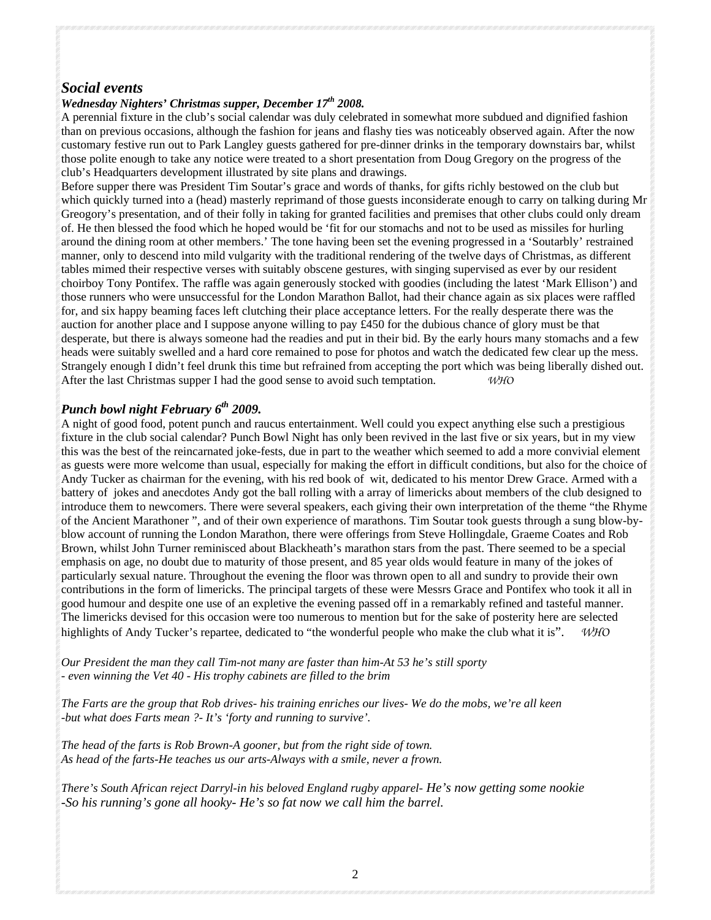## *Social events*

### *Wednesday Nighters' Christmas supper, December 17th 2008.*

A perennial fixture in the club's social calendar was duly celebrated in somewhat more subdued and dignified fashion than on previous occasions, although the fashion for jeans and flashy ties was noticeably observed again. After the now customary festive run out to Park Langley guests gathered for pre-dinner drinks in the temporary downstairs bar, whilst those polite enough to take any notice were treated to a short presentation from Doug Gregory on the progress of the club's Headquarters development illustrated by site plans and drawings.

Before supper there was President Tim Soutar's grace and words of thanks, for gifts richly bestowed on the club but which quickly turned into a (head) masterly reprimand of those guests inconsiderate enough to carry on talking during Mr Greogory's presentation, and of their folly in taking for granted facilities and premises that other clubs could only dream of. He then blessed the food which he hoped would be 'fit for our stomachs and not to be used as missiles for hurling around the dining room at other members.' The tone having been set the evening progressed in a 'Soutarbly' restrained manner, only to descend into mild vulgarity with the traditional rendering of the twelve days of Christmas, as different tables mimed their respective verses with suitably obscene gestures, with singing supervised as ever by our resident choirboy Tony Pontifex. The raffle was again generously stocked with goodies (including the latest 'Mark Ellison') and those runners who were unsuccessful for the London Marathon Ballot, had their chance again as six places were raffled for, and six happy beaming faces left clutching their place acceptance letters. For the really desperate there was the auction for another place and I suppose anyone willing to pay £450 for the dubious chance of glory must be that desperate, but there is always someone had the readies and put in their bid. By the early hours many stomachs and a few heads were suitably swelled and a hard core remained to pose for photos and watch the dedicated few clear up the mess. Strangely enough I didn't feel drunk this time but refrained from accepting the port which was being liberally dished out. After the last Christmas supper I had the good sense to avoid such temptation. *WHO*

### *Punch bowl night February 6th 2009.*

A night of good food, potent punch and raucus entertainment. Well could you expect anything else such a prestigious fixture in the club social calendar? Punch Bowl Night has only been revived in the last five or six years, but in my view this was the best of the reincarnated joke-fests, due in part to the weather which seemed to add a more convivial element as guests were more welcome than usual, especially for making the effort in difficult conditions, but also for the choice of Andy Tucker as chairman for the evening, with his red book of wit, dedicated to his mentor Drew Grace. Armed with a battery of jokes and anecdotes Andy got the ball rolling with a array of limericks about members of the club designed to introduce them to newcomers. There were several speakers, each giving their own interpretation of the theme "the Rhyme of the Ancient Marathoner ", and of their own experience of marathons. Tim Soutar took guests through a sung blow-by-blow account of running the London Marathon, there were offerings from Steve Hollingdale, Graeme Coates and Rob Brown, whilst John Turner reminisced about Blackheath's marathon stars from the past. There seemed to be a special emphasis on age, no doubt due to maturity of those present, and 85 year olds would feature in many of the jokes of particularly sexual nature. Throughout the evening the floor was thrown open to all and sundry to provide their own contributions in the form of limericks. The principal targets of these were Messrs Grace and Pontifex who took it all in good humour and despite one use of an expletive the evening passed off in a remarkably refined and tasteful manner. The limericks devised for this occasion were too numerous to mention but for the sake of posterity here are selected highlights of Andy Tucker's repartee, dedicated to "the wonderful people who make the club what it is". *WHO*

*Our President the man they call Tim-not many are faster than him-At 53 he's still sporty*
*- even winning the Vet 40 - His trophy cabinets are filled to the brim*

*The Farts are the group that Rob drives- his training enriches our lives- We do the mobs, we're all keen*
*-but what does Farts mean ?- It's 'forty and running to survive'.*

*The head of the farts is Rob Brown-A gooner, but from the right side of town.*
*As head of the farts-He teaches us our arts-Always with a smile, never a frown.*

*There's South African reject Darryl-in his beloved England rugby apparel- He's now getting some nookie*
*-So his running's gone all hooky- He's so fat now we call him the barrel.*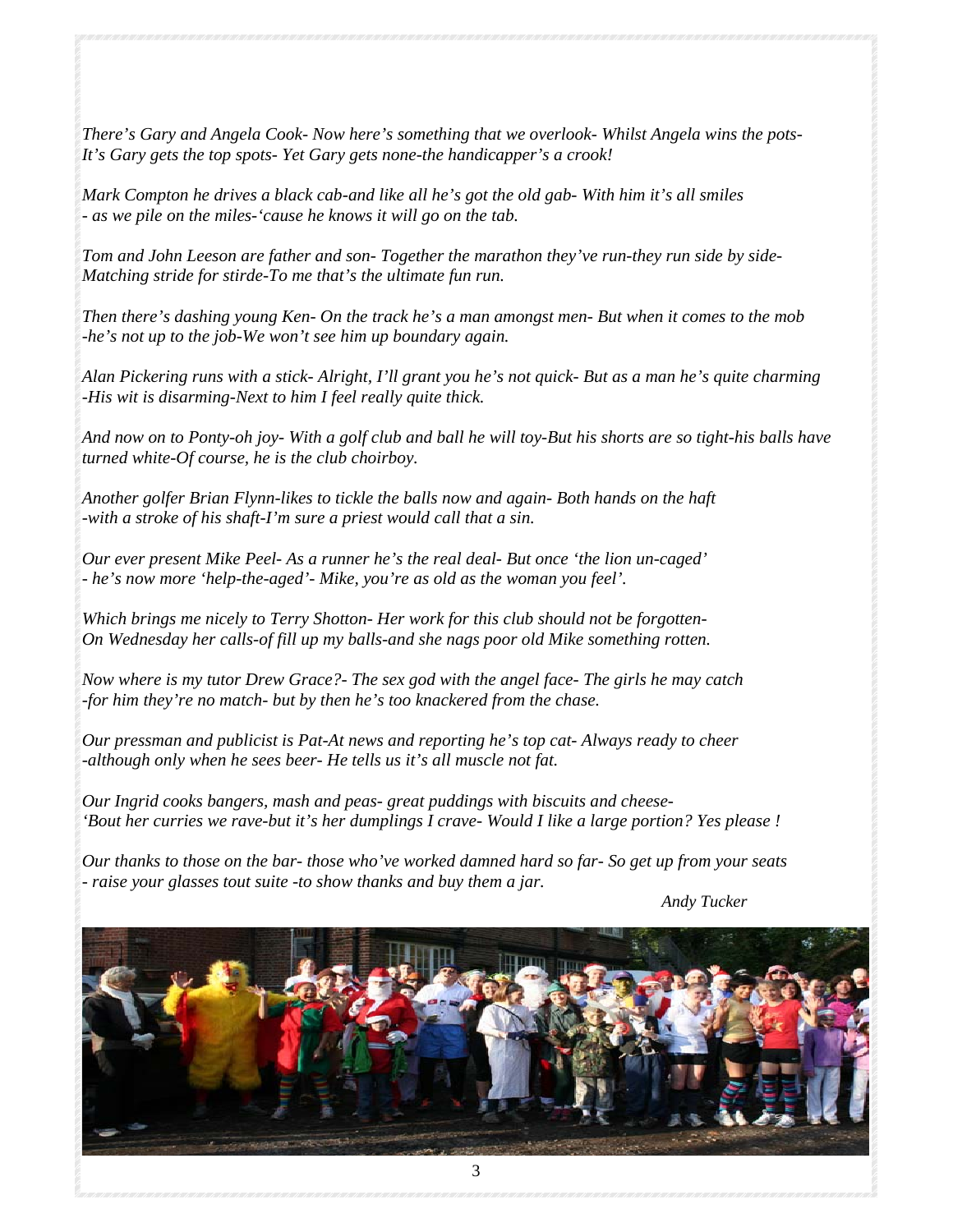*There's Gary and Angela Cook- Now here's something that we overlook- Whilst Angela wins the pots- It's Gary gets the top spots- Yet Gary gets none-the handicapper's a crook!*

*Mark Compton he drives a black cab-and like all he's got the old gab- With him it's all smiles - as we pile on the miles-'cause he knows it will go on the tab.*

*Tom and John Leeson are father and son- Together the marathon they've run-they run side by side- Matching stride for stirde-To me that's the ultimate fun run.*

*Then there's dashing young Ken- On the track he's a man amongst men- But when it comes to the mob -he's not up to the job-We won't see him up boundary again.*

*Alan Pickering runs with a stick- Alright, I'll grant you he's not quick- But as a man he's quite charming -His wit is disarming-Next to him I feel really quite thick.*

*And now on to Ponty-oh joy- With a golf club and ball he will toy-But his shorts are so tight-his balls have turned white-Of course, he is the club choirboy.*

*Another golfer Brian Flynn-likes to tickle the balls now and again- Both hands on the haft -with a stroke of his shaft-I'm sure a priest would call that a sin.*

*Our ever present Mike Peel- As a runner he's the real deal- But once 'the lion un-caged' - he's now more 'help-the-aged'- Mike, you're as old as the woman you feel'.*

*Which brings me nicely to Terry Shotton- Her work for this club should not be forgotten- On Wednesday her calls-of fill up my balls-and she nags poor old Mike something rotten.*

*Now where is my tutor Drew Grace?- The sex god with the angel face- The girls he may catch -for him they're no match- but by then he's too knackered from the chase.*

*Our pressman and publicist is Pat-At news and reporting he's top cat- Always ready to cheer -although only when he sees beer- He tells us it's all muscle not fat.*

*Our Ingrid cooks bangers, mash and peas- great puddings with biscuits and cheese- 'Bout her curries we rave-but it's her dumplings I crave- Would I like a large portion? Yes please !*

*Our thanks to those on the bar- those who've worked damned hard so far- So get up from your seats - raise your glasses tout suite -to show thanks and buy them a jar.*

*Andy Tucker*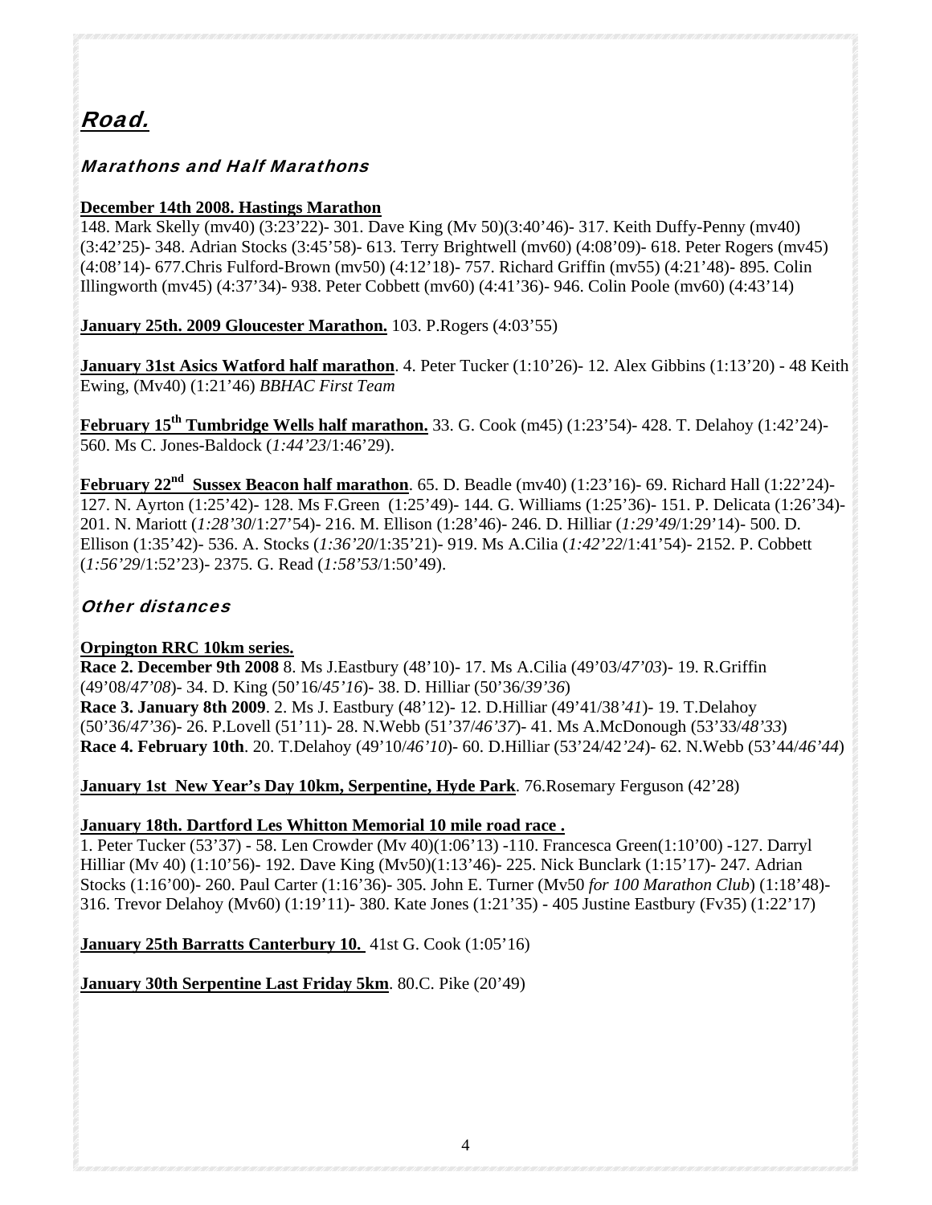# *Road.*

## *Marathons and Half Marathons*

**December 14th 2008. Hastings Marathon**
148. Mark Skelly (mv40) (3:23'22)- 301. Dave King (Mv 50)(3:40'46)- 317. Keith Duffy-Penny (mv40) (3:42'25)- 348. Adrian Stocks (3:45'58)- 613. Terry Brightwell (mv60) (4:08'09)- 618. Peter Rogers (mv45) (4:08'14)- 677.Chris Fulford-Brown (mv50) (4:12'18)- 757. Richard Griffin (mv55) (4:21'48)- 895. Colin Illingworth (mv45) (4:37'34)- 938. Peter Cobbett (mv60) (4:41'36)- 946. Colin Poole (mv60) (4:43'14)

**January 25th. 2009 Gloucester Marathon.** 103. P.Rogers (4:03'55)

**January 31st Asics Watford half marathon**. 4. Peter Tucker (1:10'26)- 12. Alex Gibbins (1:13'20) - 48 Keith Ewing, (Mv40) (1:21'46) *BBHAC First Team*

**February 15th Tumbridge Wells half marathon.** 33. G. Cook (m45) (1:23'54)- 428. T. Delahoy (1:42'24)- 560. Ms C. Jones-Baldock (*1:44'23*/1:46'29).

**February 22nd Sussex Beacon half marathon**. 65. D. Beadle (mv40) (1:23'16)- 69. Richard Hall (1:22'24)- 127. N. Ayrton (1:25'42)- 128. Ms F.Green (1:25'49)- 144. G. Williams (1:25'36)- 151. P. Delicata (1:26'34)- 201. N. Mariott (*1:28'30*/1:27'54)- 216. M. Ellison (1:28'46)- 246. D. Hilliar (*1:29'49*/1:29'14)- 500. D. Ellison (1:35'42)- 536. A. Stocks (*1:36'20*/1:35'21)- 919. Ms A.Cilia (*1:42'22*/1:41'54)- 2152. P. Cobbett (*1:56'29*/1:52'23)- 2375. G. Read (*1:58'53*/1:50'49).

## *Other distances*

**Orpington RRC 10km series.**
**Race 2. December 9th 2008** 8. Ms J.Eastbury (48'10)- 17. Ms A.Cilia (49'03/*47'03*)- 19. R.Griffin (49'08/*47'08*)- 34. D. King (50'16/*45'16*)- 38. D. Hilliar (50'36/*39'36*)
**Race 3. January 8th 2009**. 2. Ms J. Eastbury (48'12)- 12. D.Hilliar (49'41/38*'41*)- 19. T.Delahoy (50'36/*47'36*)- 26. P.Lovell (51'11)- 28. N.Webb (51'37/*46'37*)- 41. Ms A.McDonough (53'33/*48'33*)
**Race 4. February 10th**. 20. T.Delahoy (49'10/*46'10*)- 60. D.Hilliar (53'24/42*'24*)- 62. N.Webb (53'44/*46'44*)

**January 1st New Year's Day 10km, Serpentine, Hyde Park**. 76.Rosemary Ferguson (42'28)

**January 18th. Dartford Les Whitton Memorial 10 mile road race .**
1. Peter Tucker (53'37) - 58. Len Crowder (Mv 40)(1:06'13) -110. Francesca Green(1:10'00) -127. Darryl Hilliar (Mv 40) (1:10'56)- 192. Dave King (Mv50)(1:13'46)- 225. Nick Bunclark (1:15'17)- 247. Adrian Stocks (1:16'00)- 260. Paul Carter (1:16'36)- 305. John E. Turner (Mv50 *for 100 Marathon Club*) (1:18'48)- 316. Trevor Delahoy (Mv60) (1:19'11)- 380. Kate Jones (1:21'35) - 405 Justine Eastbury (Fv35) (1:22'17)

**January 25th Barratts Canterbury 10.** 41st G. Cook (1:05'16)

**January 30th Serpentine Last Friday 5km**. 80.C. Pike (20'49)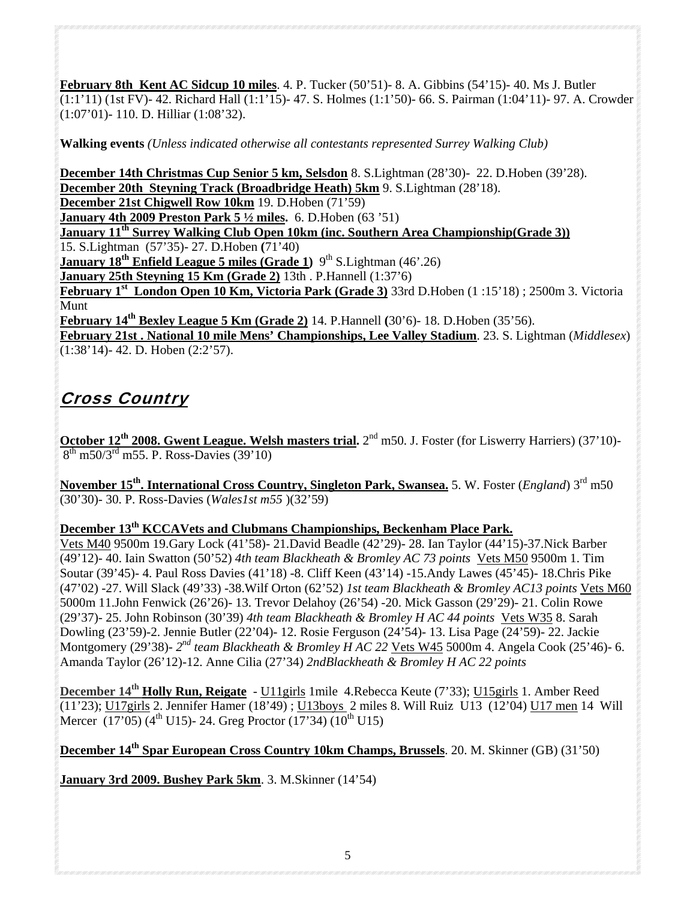**February 8th Kent AC Sidcup 10 miles**. 4. P. Tucker (50'51)- 8. A. Gibbins (54'15)- 40. Ms J. Butler (1:1'11) (1st FV)- 42. Richard Hall (1:1'15)- 47. S. Holmes (1:1'50)- 66. S. Pairman (1:04'11)- 97. A. Crowder (1:07'01)- 110. D. Hilliar (1:08'32).

**Walking events** *(Unless indicated otherwise all contestants represented Surrey Walking Club)*

**December 14th Christmas Cup Senior 5 km, Selsdon** 8. S.Lightman (28'30)- 22. D.Hoben (39'28).
**December 20th Steyning Track (Broadbridge Heath) 5km** 9. S.Lightman (28'18).
**December 21st Chigwell Row 10km** 19. D.Hoben (71'59)
**January 4th 2009 Preston Park 5 ½ miles.** 6. D.Hoben (63 '51)
**January 11th Surrey Walking Club Open 10km (inc. Southern Area Championship(Grade 3))**
15. S.Lightman (57'35)- 27. D.Hoben (71'40)
**January 18th Enfield League 5 miles (Grade 1)** 9th S.Lightman (46'.26)
**January 25th Steyning 15 Km (Grade 2)** 13th . P.Hannell (1:37'6)
**February 1st London Open 10 Km, Victoria Park (Grade 3)** 33rd D.Hoben (1 :15'18) ; 2500m 3. Victoria Munt
**February 14th Bexley League 5 Km (Grade 2)** 14. P.Hannell (30'6)- 18. D.Hoben (35'56).
**February 21st . National 10 mile Mens' Championships, Lee Valley Stadium**. 23. S. Lightman (*Middlesex*) (1:38'14)- 42. D. Hoben (2:2'57).

## *Cross Country*

**October 12th 2008. Gwent League. Welsh masters trial.** 2nd m50. J. Foster (for Liswerry Harriers) (37'10)- 8th m50/3rd m55. P. Ross-Davies (39'10)

**November 15th. International Cross Country, Singleton Park, Swansea.** 5. W. Foster (*England*) 3rd m50 (30'30)- 30. P. Ross-Davies (*Wales1st m55* )(32'59)

**December 13th KCCAVets and Clubmans Championships, Beckenham Place Park.**
Vets M40 9500m 19.Gary Lock (41'58)- 21.David Beadle (42'29)- 28. Ian Taylor (44'15)-37.Nick Barber (49'12)- 40. Iain Swatton (50'52) *4th team Blackheath & Bromley AC 73 points* Vets M50 9500m 1. Tim Soutar (39'45)- 4. Paul Ross Davies (41'18) -8. Cliff Keen (43'14) -15.Andy Lawes (45'45)- 18.Chris Pike (47'02) -27. Will Slack (49'33) -38.Wilf Orton (62'52) *1st team Blackheath & Bromley AC13 points* Vets M60 5000m 11.John Fenwick (26'26)- 13. Trevor Delahoy (26'54) -20. Mick Gasson (29'29)- 21. Colin Rowe (29'37)- 25. John Robinson (30'39) *4th team Blackheath & Bromley H AC 44 points* Vets W35 8. Sarah Dowling (23'59)-2. Jennie Butler (22'04)- 12. Rosie Ferguson (24'54)- 13. Lisa Page (24'59)- 22. Jackie Montgomery (29'38)- *2nd team Blackheath & Bromley H AC 22* Vets W45 5000m 4. Angela Cook (25'46)- 6. Amanda Taylor (26'12)-12. Anne Cilia (27'34) *2ndBlackheath & Bromley H AC 22 points*

**December 14th Holly Run, Reigate** - U11girls 1mile 4.Rebecca Keute (7'33); U15girls 1. Amber Reed (11'23); U17girls 2. Jennifer Hamer (18'49) ; U13boys 2 miles 8. Will Ruiz U13 (12'04) U17 men 14 Will Mercer (17'05) (4th U15)- 24. Greg Proctor (17'34) (10th U15)

**December 14th Spar European Cross Country 10km Champs, Brussels**. 20. M. Skinner (GB) (31'50)

**January 3rd 2009. Bushey Park 5km**. 3. M.Skinner (14'54)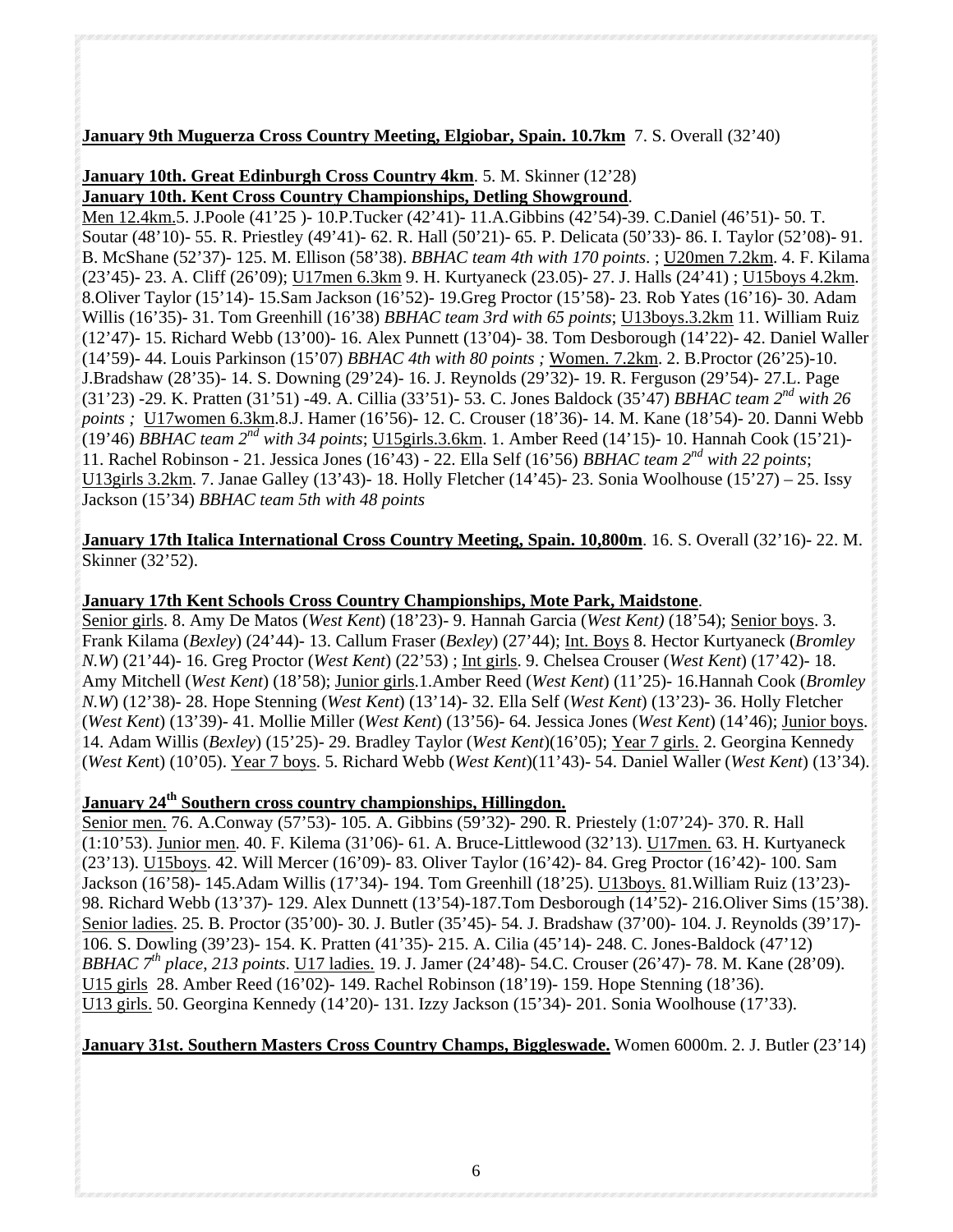**January 9th Muguerza Cross Country Meeting, Elgiobar, Spain. 10.7km** 7. S. Overall (32'40)

**January 10th. Great Edinburgh Cross Country 4km**. 5. M. Skinner (12'28)

**January 10th. Kent Cross Country Championships, Detling Showground**.

Men 12.4km.5. J.Poole (41'25 )- 10.P.Tucker (42'41)- 11.A.Gibbins (42'54)-39. C.Daniel (46'51)- 50. T. Soutar (48'10)- 55. R. Priestley (49'41)- 62. R. Hall (50'21)- 65. P. Delicata (50'33)- 86. I. Taylor (52'08)- 91. B. McShane (52'37)- 125. M. Ellison (58'38). *BBHAC team 4th with 170 points*. ; U20men 7.2km. 4. F. Kilama (23'45)- 23. A. Cliff (26'09); U17men 6.3km 9. H. Kurtyaneck (23.05)- 27. J. Halls (24'41) ; U15boys 4.2km. 8.Oliver Taylor (15'14)- 15.Sam Jackson (16'52)- 19.Greg Proctor (15'58)- 23. Rob Yates (16'16)- 30. Adam Willis (16'35)- 31. Tom Greenhill (16'38) *BBHAC team 3rd with 65 points*; U13boys.3.2km 11. William Ruiz (12'47)- 15. Richard Webb (13'00)- 16. Alex Punnett (13'04)- 38. Tom Desborough (14'22)- 42. Daniel Waller (14'59)- 44. Louis Parkinson (15'07) *BBHAC 4th with 80 points ;* Women. 7.2km. 2. B.Proctor (26'25)-10. J.Bradshaw (28'35)- 14. S. Downing (29'24)- 16. J. Reynolds (29'32)- 19. R. Ferguson (29'54)- 27.L. Page (31'23) -29. K. Pratten (31'51) -49. A. Cillia (33'51)- 53. C. Jones Baldock (35'47) *BBHAC team 2nd with 26 points ;* U17women 6.3km.8.J. Hamer (16'56)- 12. C. Crouser (18'36)- 14. M. Kane (18'54)- 20. Danni Webb (19'46) *BBHAC team 2nd with 34 points*; U15girls.3.6km. 1. Amber Reed (14'15)- 10. Hannah Cook (15'21)- 11. Rachel Robinson - 21. Jessica Jones (16'43) - 22. Ella Self (16'56) *BBHAC team 2nd with 22 points*; U13girls 3.2km. 7. Janae Galley (13'43)- 18. Holly Fletcher (14'45)- 23. Sonia Woolhouse (15'27) – 25. Issy Jackson (15'34) *BBHAC team 5th with 48 points*

**January 17th Italica International Cross Country Meeting, Spain. 10,800m**. 16. S. Overall (32'16)- 22. M. Skinner (32'52).

**January 17th Kent Schools Cross Country Championships, Mote Park, Maidstone**.

Senior girls. 8. Amy De Matos (*West Kent*) (18'23)- 9. Hannah Garcia (*West Kent)* (18'54); Senior boys. 3. Frank Kilama (*Bexley*) (24'44)- 13. Callum Fraser (*Bexley*) (27'44); Int. Boys 8. Hector Kurtyaneck (*Bromley N.W*) (21'44)- 16. Greg Proctor (*West Kent*) (22'53) ; Int girls. 9. Chelsea Crouser (*West Kent*) (17'42)- 18. Amy Mitchell (*West Kent*) (18'58); Junior girls.1.Amber Reed (*West Kent*) (11'25)- 16.Hannah Cook (*Bromley N.W*) (12'38)- 28. Hope Stenning (*West Kent*) (13'14)- 32. Ella Self (*West Kent*) (13'23)- 36. Holly Fletcher (*West Kent*) (13'39)- 41. Mollie Miller (*West Kent*) (13'56)- 64. Jessica Jones (*West Kent*) (14'46); Junior boys. 14. Adam Willis (*Bexley*) (15'25)- 29. Bradley Taylor (*West Kent*)(16'05); Year 7 girls. 2. Georgina Kennedy (*West Kent*) (10'05). Year 7 boys. 5. Richard Webb (*West Kent*)(11'43)- 54. Daniel Waller (*West Kent*) (13'34).

**January 24th Southern cross country championships, Hillingdon.**

Senior men. 76. A.Conway (57'53)- 105. A. Gibbins (59'32)- 290. R. Priestely (1:07'24)- 370. R. Hall (1:10'53). Junior men. 40. F. Kilema (31'06)- 61. A. Bruce-Littlewood (32'13). U17men. 63. H. Kurtyaneck (23'13). U15boys. 42. Will Mercer (16'09)- 83. Oliver Taylor (16'42)- 84. Greg Proctor (16'42)- 100. Sam Jackson (16'58)- 145.Adam Willis (17'34)- 194. Tom Greenhill (18'25). U13boys. 81.William Ruiz (13'23)- 98. Richard Webb (13'37)- 129. Alex Dunnett (13'54)-187.Tom Desborough (14'52)- 216.Oliver Sims (15'38). Senior ladies. 25. B. Proctor (35'00)- 30. J. Butler (35'45)- 54. J. Bradshaw (37'00)- 104. J. Reynolds (39'17)- 106. S. Dowling (39'23)- 154. K. Pratten (41'35)- 215. A. Cilia (45'14)- 248. C. Jones-Baldock (47'12) *BBHAC 7th place, 213 points*. U17 ladies. 19. J. Jamer (24'48)- 54.C. Crouser (26'47)- 78. M. Kane (28'09). U15 girls 28. Amber Reed (16'02)- 149. Rachel Robinson (18'19)- 159. Hope Stenning (18'36). U13 girls. 50. Georgina Kennedy (14'20)- 131. Izzy Jackson (15'34)- 201. Sonia Woolhouse (17'33).

**January 31st. Southern Masters Cross Country Champs, Biggleswade.** Women 6000m. 2. J. Butler (23'14)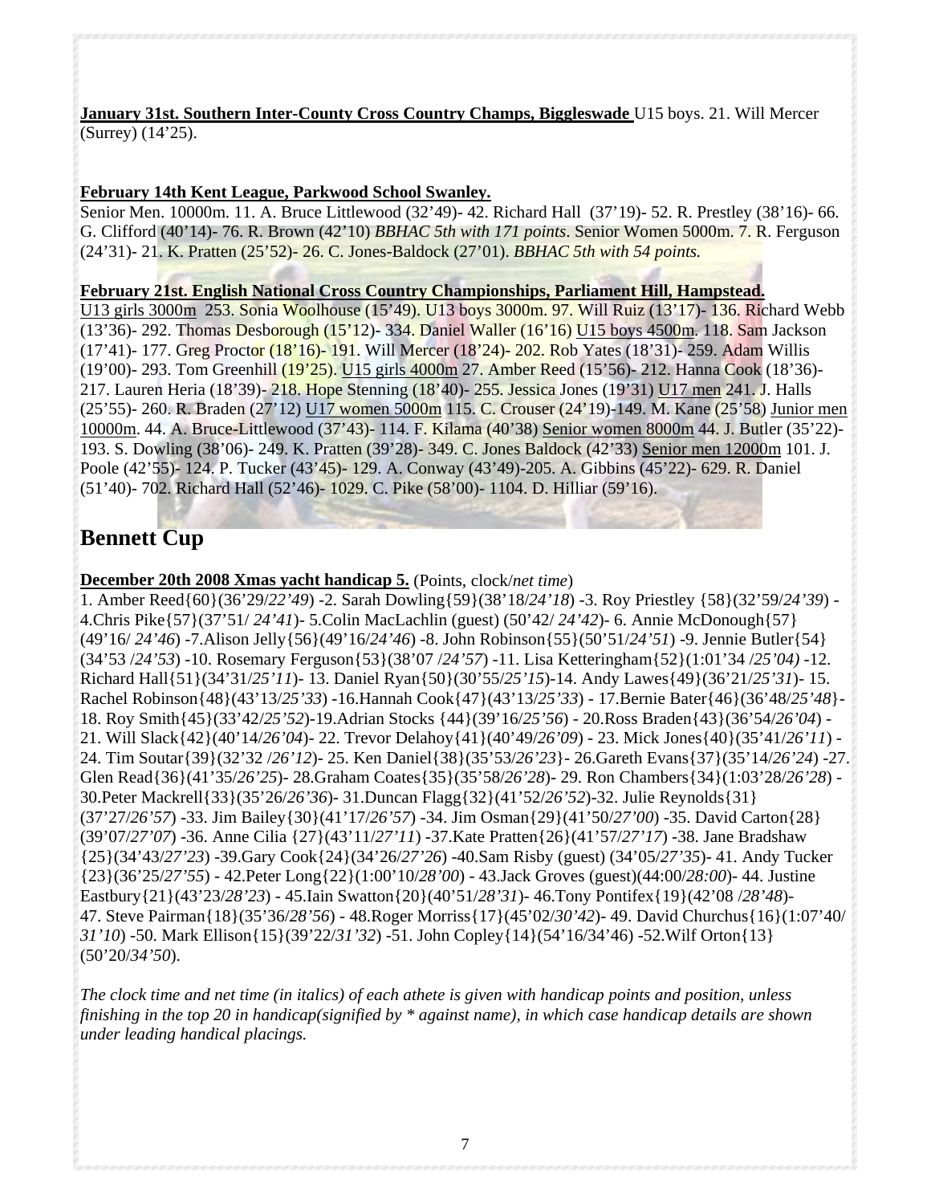**January 31st. Southern Inter-County Cross Country Champs, Biggleswade** U15 boys. 21. Will Mercer (Surrey) (14’25).

**February 14th Kent League, Parkwood School Swanley.**
Senior Men. 10000m. 11. A. Bruce Littlewood (32’49)- 42. Richard Hall (37’19)- 52. R. Prestley (38’16)- 66. G. Clifford (40’14)- 76. R. Brown (42’10) *BBHAC 5th with 171 points*. Senior Women 5000m. 7. R. Ferguson (24’31)- 21. K. Pratten (25’52)- 26. C. Jones-Baldock (27’01). *BBHAC 5th with 54 points.*

**February 21st. English National Cross Country Championships, Parliament Hill, Hampstead.**
U13 girls 3000m 253. Sonia Woolhouse (15’49). U13 boys 3000m. 97. Will Ruiz (13’17)- 136. Richard Webb (13’36)- 292. Thomas Desborough (15’12)- 334. Daniel Waller (16’16) U15 boys 4500m. 118. Sam Jackson (17’41)- 177. Greg Proctor (18’16)- 191. Will Mercer (18’24)- 202. Rob Yates (18’31)- 259. Adam Willis (19’00)- 293. Tom Greenhill (19’25). U15 girls 4000m 27. Amber Reed (15’56)- 212. Hanna Cook (18’36)- 217. Lauren Heria (18’39)- 218. Hope Stenning (18’40)- 255. Jessica Jones (19’31) U17 men 241. J. Halls (25’55)- 260. R. Braden (27’12) U17 women 5000m 115. C. Crouser (24’19)-149. M. Kane (25’58) Junior men 10000m. 44. A. Bruce-Littlewood (37’43)- 114. F. Kilama (40’38) Senior women 8000m 44. J. Butler (35’22)- 193. S. Dowling (38’06)- 249. K. Pratten (39’28)- 349. C. Jones Baldock (42’33) Senior men 12000m 101. J. Poole (42’55)- 124. P. Tucker (43’45)- 129. A. Conway (43’49)-205. A. Gibbins (45’22)- 629. R. Daniel (51’40)- 702. Richard Hall (52’46)- 1029. C. Pike (58’00)- 1104. D. Hilliar (59’16).

## Bennett Cup

**December 20th 2008 Xmas yacht handicap 5.** (Points, clock/*net time*)
1. Amber Reed{60}(36’29/*22’49*) -2. Sarah Dowling{59}(38’18/*24’18*) -3. Roy Priestley {58}(32’59/*24’39*) -4.Chris Pike{57}(37’51/ *24’41*)- 5.Colin MacLachlin (guest) (50’42/ *24’42*)- 6. Annie McDonough{57}(49’16/ *24’46*) -7.Alison Jelly{56}(49’16/*24’46*) -8. John Robinson{55}(50’51/*24’51*) -9. Jennie Butler{54}(34’53 /*24’53*) -10. Rosemary Ferguson{53}(38’07 /*24’57*) -11. Lisa Ketteringham{52}(1:01’34 /*25’04)* -12. Richard Hall{51}(34’31/*25’11*)- 13. Daniel Ryan{50}(30’55/*25’15*)-14. Andy Lawes{49}(36’21/*25’31*)- 15. Rachel Robinson{48}(43’13/*25’33*) -16.Hannah Cook{47}(43’13/*25’33*) - 17.Bernie Bater{46}(36’48/*25’48*}- 18. Roy Smith{45}(33’42/*25’52*)-19.Adrian Stocks {44}(39’16/*25’56*) - 20.Ross Braden{43}(36’54/*26’04*) - 21. Will Slack{42}(40’14/*26’04*)- 22. Trevor Delahoy{41}(40’49/*26’09*) - 23. Mick Jones{40}(35’41/*26’11*) - 24. Tim Soutar{39}(32’32 /*26’12*)- 25. Ken Daniel{38}(35’53/*26’23*}- 26.Gareth Evans{37}(35’14/*26’24*) -27. Glen Read{36}(41’35/*26’25*)- 28.Graham Coates{35}(35’58/*26’28*)- 29. Ron Chambers{34}(1:03’28/*26’28*) - 30.Peter Mackrell{33}(35’26/*26’36*)- 31.Duncan Flagg{32}(41’52/*26’52*)-32. Julie Reynolds{31}(37’27/*26’57*) -33. Jim Bailey{30}(41’17/*26’57*) -34. Jim Osman{29}(41’50/*27’00*) -35. David Carton{28}(39’07/*27’07*) -36. Anne Cilia {27}(43’11/*27’11*) -37.Kate Pratten{26}(41’57/*27’17*) -38. Jane Bradshaw {25}(34’43/*27’23*) -39.Gary Cook{24}(34’26/*27’26*) -40.Sam Risby (guest) (34’05/*27’35*)- 41. Andy Tucker {23}(36’25/*27’55*) - 42.Peter Long{22}(1:00’10/*28’00*) - 43.Jack Groves (guest)(44:00/*28:00*)- 44. Justine Eastbury{21}(43’23/*28’23*) - 45.Iain Swatton{20}(40’51/*28’31*)- 46.Tony Pontifex{19}(42’08 /*28’48*)- 47. Steve Pairman{18}(35’36/*28’56*) - 48.Roger Morriss{17}(45’02/*30’42*)- 49. David Churchus{16}(1:07’40/ *31’10*) -50. Mark Ellison{15}(39’22/*31’32*) -51. John Copley{14}(54’16/34’46) -52.Wilf Orton{13}(50’20/*34’50*).

*The clock time and net time (in italics) of each athete is given with handicap points and position, unless finishing in the top 20 in handicap(signified by * against name), in which case handicap details are shown under leading handical placings.*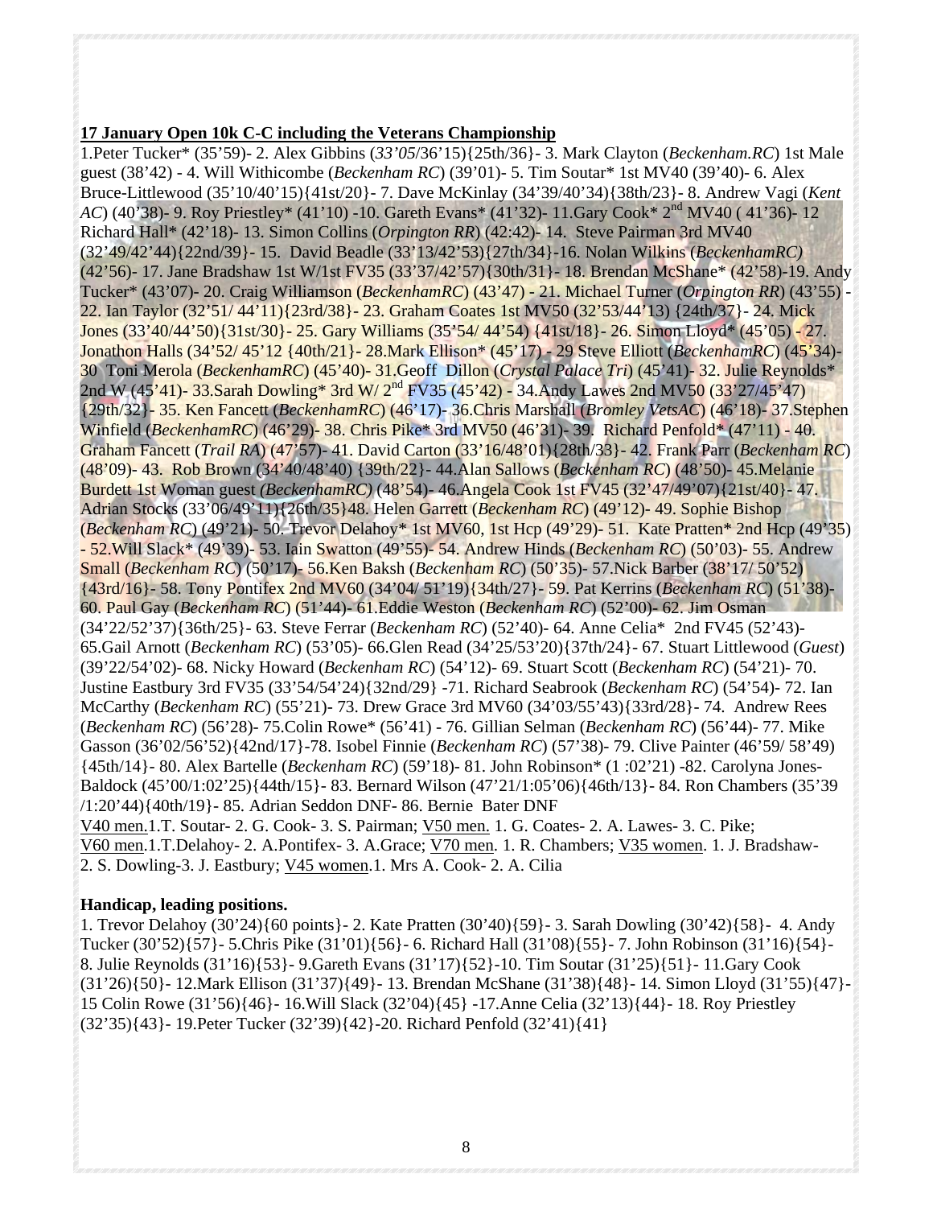**17 January Open 10k C-C including the Veterans Championship**

1.Peter Tucker* (35'59)- 2. Alex Gibbins (*33'05*/36'15){25th/36}- 3. Mark Clayton (*Beckenham.RC*) 1st Male guest (38'42) - 4. Will Withicombe (*Beckenham RC*) (39'01)- 5. Tim Soutar* 1st MV40 (39'40)- 6. Alex Bruce-Littlewood (35'10/40'15){41st/20}- 7. Dave McKinlay (34'39/40'34){38th/23}- 8. Andrew Vagi (*Kent AC*) (40'38)- 9. Roy Priestley* (41'10) -10. Gareth Evans* (41'32)- 11.Gary Cook* 2nd MV40 ( 41'36)- 12 Richard Hall* (42'18)- 13. Simon Collins (*Orpington RR*) (42:42)- 14. Steve Pairman 3rd MV40 (32'49/42'44){22nd/39}- 15. David Beadle (33'13/42'53){27th/34}-16. Nolan Wilkins (*BeckenhamRC)* (42'56)- 17. Jane Bradshaw 1st W/1st FV35 (33'37/42'57){30th/31}- 18. Brendan McShane* (42'58)-19. Andy Tucker* (43'07)- 20. Craig Williamson (*BeckenhamRC*) (43'47) - 21. Michael Turner (*Orpington RR*) (43'55) - 22. Ian Taylor (32'51/ 44'11){23rd/38}- 23. Graham Coates 1st MV50 (32'53/44'13) {24th/37}- 24. Mick Jones (33'40/44'50){31st/30}- 25. Gary Williams (35'54/ 44'54) {41st/18}- 26. Simon Lloyd* (45'05) - 27. Jonathon Halls (34'52/ 45'12 {40th/21}- 28.Mark Ellison* (45'17) - 29 Steve Elliott (*BeckenhamRC*) (45'34)- 30 Toni Merola (*BeckenhamRC*) (45'40)- 31.Geoff Dillon (*Crystal Palace Tri*) (45'41)- 32. Julie Reynolds* 2nd W (45'41)- 33.Sarah Dowling* 3rd W/ 2nd FV35 (45'42) - 34.Andy Lawes 2nd MV50 (33'27/45'47) {29th/32}- 35. Ken Fancett (*BeckenhamRC*) (46'17)- 36.Chris Marshall (*Bromley VetsAC*) (46'18)- 37.Stephen Winfield (*BeckenhamRC*) (46'29)- 38. Chris Pike* 3rd MV50 (46'31)- 39. Richard Penfold* (47'11) - 40. Graham Fancett (*Trail RA*) (47'57)- 41. David Carton (33'16/48'01){28th/33}- 42. Frank Parr (*Beckenham RC*) (48'09)- 43. Rob Brown (34'40/48'40) {39th/22}- 44.Alan Sallows (*Beckenham RC*) (48'50)- 45.Melanie Burdett 1st Woman guest *(BeckenhamRC)* (48'54)- 46.Angela Cook 1st FV45 (32'47/49'07){21st/40}- 47. Adrian Stocks (33'06/49'11){26th/35}48. Helen Garrett (*Beckenham RC*) (49'12)- 49. Sophie Bishop (*Beckenham RC*) (49'21)- 50. Trevor Delahoy* 1st MV60, 1st Hcp (49'29)- 51. Kate Pratten* 2nd Hcp (49'35) - 52.Will Slack* (49'39)- 53. Iain Swatton (49'55)- 54. Andrew Hinds (*Beckenham RC*) (50'03)- 55. Andrew Small (*Beckenham RC*) (50'17)- 56.Ken Baksh (*Beckenham RC*) (50'35)- 57.Nick Barber (38'17/ 50'52) {43rd/16}- 58. Tony Pontifex 2nd MV60 (34'04/ 51'19){34th/27}- 59. Pat Kerrins (*Beckenham RC*) (51'38)- 60. Paul Gay (*Beckenham RC*) (51'44)- 61.Eddie Weston (*Beckenham RC*) (52'00)- 62. Jim Osman (34'22/52'37){36th/25}- 63. Steve Ferrar (*Beckenham RC*) (52'40)- 64. Anne Celia* 2nd FV45 (52'43)- 65.Gail Arnott (*Beckenham RC*) (53'05)- 66.Glen Read (34'25/53'20){37th/24}- 67. Stuart Littlewood (*Guest*) (39'22/54'02)- 68. Nicky Howard (*Beckenham RC*) (54'12)- 69. Stuart Scott (*Beckenham RC*) (54'21)- 70. Justine Eastbury 3rd FV35 (33'54/54'24){32nd/29} -71. Richard Seabrook (*Beckenham RC*) (54'54)- 72. Ian McCarthy (*Beckenham RC*) (55'21)- 73. Drew Grace 3rd MV60 (34'03/55'43){33rd/28}- 74. Andrew Rees (*Beckenham RC*) (56'28)- 75.Colin Rowe* (56'41) - 76. Gillian Selman (*Beckenham RC*) (56'44)- 77. Mike Gasson (36'02/56'52){42nd/17}-78. Isobel Finnie (*Beckenham RC*) (57'38)- 79. Clive Painter (46'59/ 58'49) {45th/14}- 80. Alex Bartelle (*Beckenham RC*) (59'18)- 81. John Robinson* (1 :02'21) -82. Carolyna Jones-Baldock (45'00/1:02'25){44th/15}- 83. Bernard Wilson (47'21/1:05'06){46th/13}- 84. Ron Chambers (35'39 /1:20'44){40th/19}- 85. Adrian Seddon DNF- 86. Bernie Bater DNF

V40 men.1.T. Soutar- 2. G. Cook- 3. S. Pairman; V50 men. 1. G. Coates- 2. A. Lawes- 3. C. Pike; V60 men.1.T.Delahoy- 2. A.Pontifex- 3. A.Grace; V70 men. 1. R. Chambers; V35 women. 1. J. Bradshaw- 2. S. Dowling-3. J. Eastbury; V45 women.1. Mrs A. Cook- 2. A. Cilia

**Handicap, leading positions.**

1. Trevor Delahoy (30'24){60 points}- 2. Kate Pratten (30'40){59}- 3. Sarah Dowling (30'42){58}- 4. Andy Tucker (30'52){57}- 5.Chris Pike (31'01){56}- 6. Richard Hall (31'08){55}- 7. John Robinson (31'16){54}- 8. Julie Reynolds (31'16){53}- 9.Gareth Evans (31'17){52}-10. Tim Soutar (31'25){51}- 11.Gary Cook (31'26){50}- 12.Mark Ellison (31'37){49}- 13. Brendan McShane (31'38){48}- 14. Simon Lloyd (31'55){47}- 15 Colin Rowe (31'56){46}- 16.Will Slack (32'04){45} -17.Anne Celia (32'13){44}- 18. Roy Priestley (32'35){43}- 19.Peter Tucker (32'39){42}-20. Richard Penfold (32'41){41}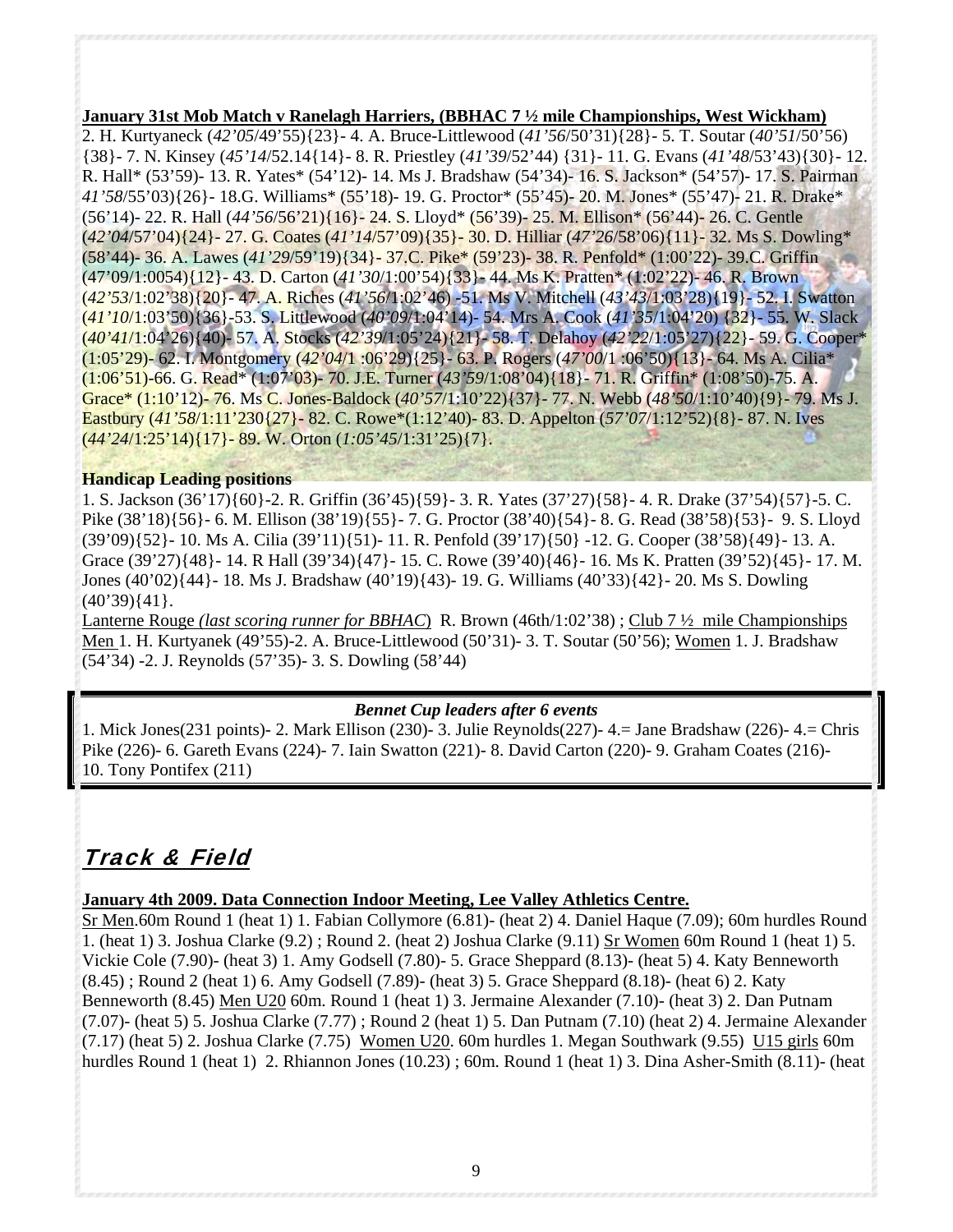**January 31st Mob Match v Ranelagh Harriers, (BBHAC 7 ½ mile Championships, West Wickham)**

2. H. Kurtyaneck (*42'05*/49'55){23}- 4. A. Bruce-Littlewood (*41'56*/50'31){28}- 5. T. Soutar (*40'51*/50'56){38}- 7. N. Kinsey (*45'14*/52.14{14}- 8. R. Priestley (*41'39*/52'44) {31}- 11. G. Evans (*41'48*/53'43){30}- 12. R. Hall* (53'59)- 13. R. Yates* (54'12)- 14. Ms J. Bradshaw (54'34)- 16. S. Jackson* (54'57)- 17. S. Pairman *41'58*/55'03){26}- 18.G. Williams* (55'18)- 19. G. Proctor* (55'45)- 20. M. Jones* (55'47)- 21. R. Drake* (56'14)- 22. R. Hall (*44'56*/56'21){16}- 24. S. Lloyd* (56'39)- 25. M. Ellison* (56'44)- 26. C. Gentle (*42'04*/57'04){24}- 27. G. Coates (*41'14*/57'09){35}- 30. D. Hilliar (*47'26*/58'06){11}- 32. Ms S. Dowling* (58'44)- 36. A. Lawes (*41'29*/59'19){34}- 37.C. Pike* (59'23)- 38. R. Penfold* (1:00'22)- 39.C. Griffin (47'09/1:0054){12}- 43. D. Carton (*41'30*/1:00'54){33}- 44. Ms K. Pratten* (1:02'22)- 46. R. Brown (*42'53*/1:02'38){20}- 47. A. Riches (*41'56*/1:02'46) -51. Ms V. Mitchell (*43'43*/1:03'28){19}- 52. I. Swatton (*41'10*/1:03'50){36}-53. S. Littlewood (*40'09*/1:04'14)- 54. Mrs A. Cook (*41'35*/1:04'20) {32}- 55. W. Slack (*40'41*/1:04'26){40}- 57. A. Stocks (*42'39*/1:05'24){21}- 58. T. Delahoy (*42'22*/1:05'27){22}- 59. G. Cooper* (1:05'29)- 62. I. Montgomery (*42'04*/1 :06'29){25}- 63. P. Rogers (*47'00*/1 :06'50){13}- 64. Ms A. Cilia* (1:06'51)-66. G. Read* (1:07'03)- 70. J.E. Turner (*43'59*/1:08'04){18}- 71. R. Griffin* (1:08'50)-75. A. Grace* (1:10'12)- 76. Ms C. Jones-Baldock (*40'57*/1:10'22){37}- 77. N. Webb (*48'50*/1:10'40){9}- 79. Ms J. Eastbury (*41'58*/1:11'230{27}- 82. C. Rowe*(1:12'40)- 83. D. Appelton (*57'07*/1:12'52){8}- 87. N. Ives (*44'24*/1:25'14){17}- 89. W. Orton (*1:05'45*/1:31'25){7}.

**Handicap Leading positions**

1. S. Jackson (36'17){60}-2. R. Griffin (36'45){59}- 3. R. Yates (37'27){58}- 4. R. Drake (37'54){57}-5. C. Pike (38'18){56}- 6. M. Ellison (38'19){55}- 7. G. Proctor (38'40){54}- 8. G. Read (38'58){53}- 9. S. Lloyd (39'09){52}- 10. Ms A. Cilia (39'11){51}- 11. R. Penfold (39'17){50} -12. G. Cooper (38'58){49}- 13. A. Grace (39'27){48}- 14. R Hall (39'34){47}- 15. C. Rowe (39'40){46}- 16. Ms K. Pratten (39'52){45}- 17. M. Jones (40'02){44}- 18. Ms J. Bradshaw (40'19){43}- 19. G. Williams (40'33){42}- 20. Ms S. Dowling (40'39){41}.

Lanterne Rouge *(last scoring runner for BBHAC*) R. Brown (46th/1:02'38) ; Club 7 ½ mile Championships Men 1. H. Kurtyanek (49'55)-2. A. Bruce-Littlewood (50'31)- 3. T. Soutar (50'56); Women 1. J. Bradshaw (54'34) -2. J. Reynolds (57'35)- 3. S. Dowling (58'44)

***Bennet Cup leaders after 6 events***

1. Mick Jones(231 points)- 2. Mark Ellison (230)- 3. Julie Reynolds(227)- 4.= Jane Bradshaw (226)- 4.= Chris Pike (226)- 6. Gareth Evans (224)- 7. Iain Swatton (221)- 8. David Carton (220)- 9. Graham Coates (216)- 10. Tony Pontifex (211)

# Track & Field

**January 4th 2009. Data Connection Indoor Meeting, Lee Valley Athletics Centre.**

Sr Men.60m Round 1 (heat 1) 1. Fabian Collymore (6.81)- (heat 2) 4. Daniel Haque (7.09); 60m hurdles Round 1. (heat 1) 3. Joshua Clarke (9.2) ; Round 2. (heat 2) Joshua Clarke (9.11) Sr Women 60m Round 1 (heat 1) 5. Vickie Cole (7.90)- (heat 3) 1. Amy Godsell (7.80)- 5. Grace Sheppard (8.13)- (heat 5) 4. Katy Benneworth (8.45) ; Round 2 (heat 1) 6. Amy Godsell (7.89)- (heat 3) 5. Grace Sheppard (8.18)- (heat 6) 2. Katy Benneworth (8.45) Men U20 60m. Round 1 (heat 1) 3. Jermaine Alexander (7.10)- (heat 3) 2. Dan Putnam (7.07)- (heat 5) 5. Joshua Clarke (7.77) ; Round 2 (heat 1) 5. Dan Putnam (7.10) (heat 2) 4. Jermaine Alexander (7.17) (heat 5) 2. Joshua Clarke (7.75) Women U20. 60m hurdles 1. Megan Southwark (9.55) U15 girls 60m hurdles Round 1 (heat 1) 2. Rhiannon Jones (10.23) ; 60m. Round 1 (heat 1) 3. Dina Asher-Smith (8.11)- (heat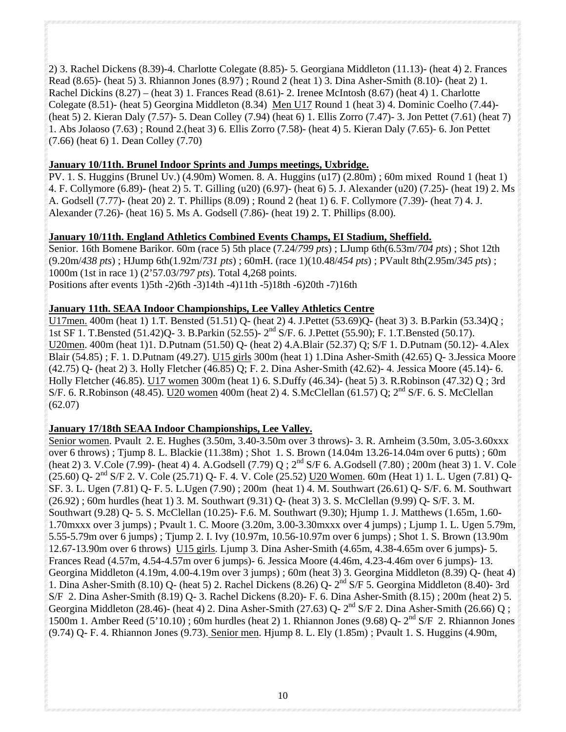2) 3. Rachel Dickens (8.39)-4. Charlotte Colegate (8.85)- 5. Georgiana Middleton (11.13)- (heat 4) 2. Frances Read (8.65)- (heat 5) 3. Rhiannon Jones (8.97) ; Round 2 (heat 1) 3. Dina Asher-Smith (8.10)- (heat 2) 1. Rachel Dickins (8.27) – (heat 3) 1. Frances Read (8.61)- 2. Irenee McIntosh (8.67) (heat 4) 1. Charlotte Colegate (8.51)- (heat 5) Georgina Middleton (8.34) Men U17 Round 1 (heat 3) 4. Dominic Coelho (7.44)- (heat 5) 2. Kieran Daly (7.57)- 5. Dean Colley (7.94) (heat 6) 1. Ellis Zorro (7.47)- 3. Jon Pettet (7.61) (heat 7) 1. Abs Jolaoso (7.63) ; Round 2.(heat 3) 6. Ellis Zorro (7.58)- (heat 4) 5. Kieran Daly (7.65)- 6. Jon Pettet (7.66) (heat 6) 1. Dean Colley (7.70)

**January 10/11th. Brunel Indoor Sprints and Jumps meetings, Uxbridge.**

PV. 1. S. Huggins (Brunel Uv.) (4.90m) Women. 8. A. Huggins (u17) (2.80m) ; 60m mixed Round 1 (heat 1) 4. F. Collymore (6.89)- (heat 2) 5. T. Gilling (u20) (6.97)- (heat 6) 5. J. Alexander (u20) (7.25)- (heat 19) 2. Ms A. Godsell (7.77)- (heat 20) 2. T. Phillips (8.09) ; Round 2 (heat 1) 6. F. Collymore (7.39)- (heat 7) 4. J. Alexander (7.26)- (heat 16) 5. Ms A. Godsell (7.86)- (heat 19) 2. T. Phillips (8.00).

**January 10/11th. England Athletics Combined Events Champs, EI Stadium, Sheffield.**

Senior. 16th Bomene Barikor. 60m (race 5) 5th place (7.24/*799 pts*) ; LJump 6th(6.53m/*704 pts*) ; Shot 12th (9.20m/*438 pts*) ; HJump 6th(1.92m/*731 pts*) ; 60mH. (race 1)(10.48/*454 pts*) ; PVault 8th(2.95m/*345 pts*) ; 1000m (1st in race 1) (2'57.03/*797 pts*). Total 4,268 points.
Positions after events 1)5th -2)6th -3)14th -4)11th -5)18th -6)20th -7)16th

**January 11th. SEAA Indoor Championships, Lee Valley Athletics Centre**

U17men. 400m (heat 1) 1.T. Bensted (51.51) Q- (heat 2) 4. J.Pettet (53.69)Q- (heat 3) 3. B.Parkin (53.34)Q ; 1st SF 1. T.Bensted (51.42)Q- 3. B.Parkin (52.55)- 2nd S/F. 6. J.Pettet (55.90); F. 1.T.Bensted (50.17). U20men. 400m (heat 1)1. D.Putnam (51.50) Q- (heat 2) 4.A.Blair (52.37) Q; S/F 1. D.Putnam (50.12)- 4.Alex Blair (54.85) ; F. 1. D.Putnam (49.27). U15 girls 300m (heat 1) 1.Dina Asher-Smith (42.65) Q- 3.Jessica Moore (42.75) Q- (heat 2) 3. Holly Fletcher (46.85) Q; F. 2. Dina Asher-Smith (42.62)- 4. Jessica Moore (45.14)- 6. Holly Fletcher (46.85). U17 women 300m (heat 1) 6. S.Duffy (46.34)- (heat 5) 3. R.Robinson (47.32) Q ; 3rd S/F. 6. R.Robinson (48.45). U20 women 400m (heat 2) 4. S.McClellan (61.57) Q; 2nd S/F. 6. S. McClellan (62.07)

**January 17/18th SEAA Indoor Championships, Lee Valley.**

Senior women. Pvault 2. E. Hughes (3.50m, 3.40-3.50m over 3 throws)- 3. R. Arnheim (3.50m, 3.05-3.60xxx over 6 throws) ; Tjump 8. L. Blackie (11.38m) ; Shot 1. S. Brown (14.04m 13.26-14.04m over 6 putts) ; 60m (heat 2) 3. V.Cole (7.99)- (heat 4) 4. A.Godsell (7.79) Q ; 2nd S/F 6. A.Godsell (7.80) ; 200m (heat 3) 1. V. Cole (25.60) Q- 2nd S/F 2. V. Cole (25.71) Q- F. 4. V. Cole (25.52) U20 Women. 60m (Heat 1) 1. L. Ugen (7.81) Q- SF. 3. L. Ugen (7.81) Q- F. 5. L.Ugen (7.90) ; 200m (heat 1) 4. M. Southwart (26.61) Q- S/F. 6. M. Southwart (26.92) ; 60m hurdles (heat 1) 3. M. Southwart (9.31) Q- (heat 3) 3. S. McClellan (9.99) Q- S/F. 3. M. Southwart (9.28) Q- 5. S. McClellan (10.25)- F.6. M. Southwart (9.30); Hjump 1. J. Matthews (1.65m, 1.60-1.70mxxx over 3 jumps) ; Pvault 1. C. Moore (3.20m, 3.00-3.30mxxx over 4 jumps) ; Ljump 1. L. Ugen 5.79m, 5.55-5.79m over 6 jumps) ; Tjump 2. I. Ivy (10.97m, 10.56-10.97m over 6 jumps) ; Shot 1. S. Brown (13.90m 12.67-13.90m over 6 throws) U15 girls. Ljump 3. Dina Asher-Smith (4.65m, 4.38-4.65m over 6 jumps)- 5. Frances Read (4.57m, 4.54-4.57m over 6 jumps)- 6. Jessica Moore (4.46m, 4.23-4.46m over 6 jumps)- 13. Georgina Middleton (4.19m, 4.00-4.19m over 3 jumps) ; 60m (heat 3) 3. Georgina Middleton (8.39) Q- (heat 4) 1. Dina Asher-Smith (8.10) Q- (heat 5) 2. Rachel Dickens (8.26) Q- 2nd S/F 5. Georgina Middleton (8.40)- 3rd S/F 2. Dina Asher-Smith (8.19) Q- 3. Rachel Dickens (8.20)- F. 6. Dina Asher-Smith (8.15) ; 200m (heat 2) 5. Georgina Middleton (28.46)- (heat 4) 2. Dina Asher-Smith (27.63) Q- 2nd S/F 2. Dina Asher-Smith (26.66) Q ; 1500m 1. Amber Reed (5'10.10) ; 60m hurdles (heat 2) 1. Rhiannon Jones (9.68) Q- 2nd S/F 2. Rhiannon Jones (9.74) Q- F. 4. Rhiannon Jones (9.73). Senior men. Hjump 8. L. Ely (1.85m) ; Pvault 1. S. Huggins (4.90m,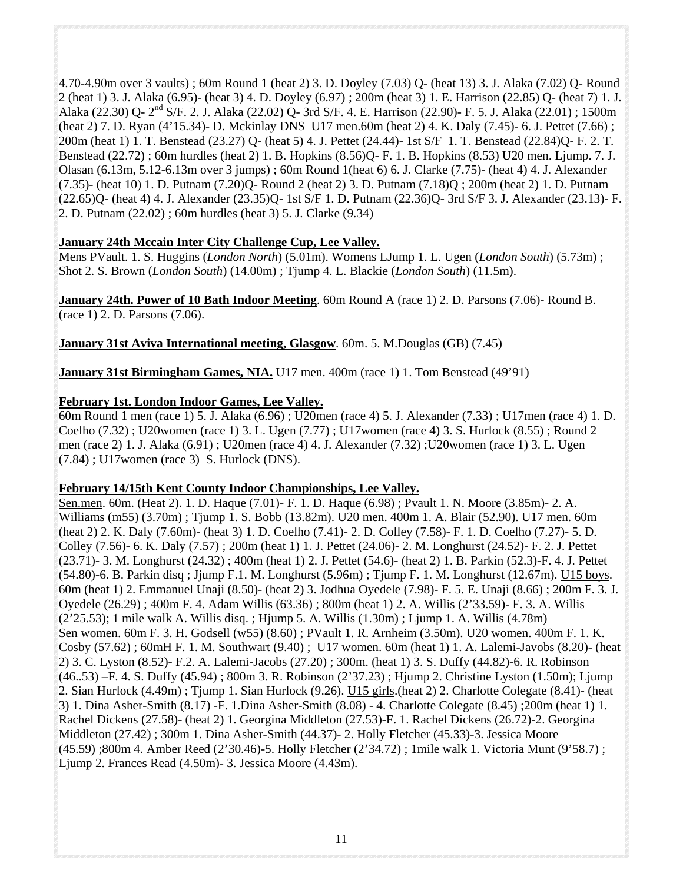4.70-4.90m over 3 vaults) ; 60m Round 1 (heat 2) 3. D. Doyley (7.03) Q- (heat 13) 3. J. Alaka (7.02) Q- Round 2 (heat 1) 3. J. Alaka (6.95)- (heat 3) 4. D. Doyley (6.97) ; 200m (heat 3) 1. E. Harrison (22.85) Q- (heat 7) 1. J. Alaka (22.30) Q- 2nd S/F. 2. J. Alaka (22.02) Q- 3rd S/F. 4. E. Harrison (22.90)- F. 5. J. Alaka (22.01) ; 1500m (heat 2) 7. D. Ryan (4'15.34)- D. Mckinlay DNS U17 men.60m (heat 2) 4. K. Daly (7.45)- 6. J. Pettet (7.66) ; 200m (heat 1) 1. T. Benstead (23.27) Q- (heat 5) 4. J. Pettet (24.44)- 1st S/F 1. T. Benstead (22.84)Q- F. 2. T. Benstead (22.72) ; 60m hurdles (heat 2) 1. B. Hopkins (8.56)Q- F. 1. B. Hopkins (8.53) U20 men. Ljump. 7. J. Olasan (6.13m, 5.12-6.13m over 3 jumps) ; 60m Round 1(heat 6) 6. J. Clarke (7.75)- (heat 4) 4. J. Alexander (7.35)- (heat 10) 1. D. Putnam (7.20)Q- Round 2 (heat 2) 3. D. Putnam (7.18)Q ; 200m (heat 2) 1. D. Putnam (22.65)Q- (heat 4) 4. J. Alexander (23.35)Q- 1st S/F 1. D. Putnam (22.36)Q- 3rd S/F 3. J. Alexander (23.13)- F. 2. D. Putnam (22.02) ; 60m hurdles (heat 3) 5. J. Clarke (9.34)

**January 24th Mccain Inter City Challenge Cup, Lee Valley.**
Mens PVault. 1. S. Huggins (*London North*) (5.01m). Womens LJump 1. L. Ugen (*London South*) (5.73m) ; Shot 2. S. Brown (*London South*) (14.00m) ; Tjump 4. L. Blackie (*London South*) (11.5m).

**January 24th. Power of 10 Bath Indoor Meeting**. 60m Round A (race 1) 2. D. Parsons (7.06)- Round B. (race 1) 2. D. Parsons (7.06).

**January 31st Aviva International meeting, Glasgow**. 60m. 5. M.Douglas (GB) (7.45)

**January 31st Birmingham Games, NIA.** U17 men. 400m (race 1) 1. Tom Benstead (49'91)

**February 1st. London Indoor Games, Lee Valley.**
60m Round 1 men (race 1) 5. J. Alaka (6.96) ; U20men (race 4) 5. J. Alexander (7.33) ; U17men (race 4) 1. D. Coelho (7.32) ; U20women (race 1) 3. L. Ugen (7.77) ; U17women (race 4) 3. S. Hurlock (8.55) ; Round 2 men (race 2) 1. J. Alaka (6.91) ; U20men (race 4) 4. J. Alexander (7.32) ;U20women (race 1) 3. L. Ugen (7.84) ; U17women (race 3) S. Hurlock (DNS).

**February 14/15th Kent County Indoor Championships, Lee Valley.**
Sen.men. 60m. (Heat 2). 1. D. Haque (7.01)- F. 1. D. Haque (6.98) ; Pvault 1. N. Moore (3.85m)- 2. A. Williams (m55) (3.70m) ; Tjump 1. S. Bobb (13.82m). U20 men. 400m 1. A. Blair (52.90). U17 men. 60m (heat 2) 2. K. Daly (7.60m)- (heat 3) 1. D. Coelho (7.41)- 2. D. Colley (7.58)- F. 1. D. Coelho (7.27)- 5. D. Colley (7.56)- 6. K. Daly (7.57) ; 200m (heat 1) 1. J. Pettet (24.06)- 2. M. Longhurst (24.52)- F. 2. J. Pettet (23.71)- 3. M. Longhurst (24.32) ; 400m (heat 1) 2. J. Pettet (54.6)- (heat 2) 1. B. Parkin (52.3)-F. 4. J. Pettet (54.80)-6. B. Parkin disq ; Jjump F.1. M. Longhurst (5.96m) ; Tjump F. 1. M. Longhurst (12.67m). U15 boys. 60m (heat 1) 2. Emmanuel Unaji (8.50)- (heat 2) 3. Jodhua Oyedele (7.98)- F. 5. E. Unaji (8.66) ; 200m F. 3. J. Oyedele (26.29) ; 400m F. 4. Adam Willis (63.36) ; 800m (heat 1) 2. A. Willis (2'33.59)- F. 3. A. Willis (2'25.53); 1 mile walk A. Willis disq. ; Hjump 5. A. Willis (1.30m) ; Ljump 1. A. Willis (4.78m)
Sen women. 60m F. 3. H. Godsell (w55) (8.60) ; PVault 1. R. Arnheim (3.50m). U20 women. 400m F. 1. K. Cosby (57.62) ; 60mH F. 1. M. Southwart (9.40) ; U17 women. 60m (heat 1) 1. A. Lalemi-Javobs (8.20)- (heat 2) 3. C. Lyston (8.52)- F.2. A. Lalemi-Jacobs (27.20) ; 300m. (heat 1) 3. S. Duffy (44.82)-6. R. Robinson (46..53) –F. 4. S. Duffy (45.94) ; 800m 3. R. Robinson (2'37.23) ; Hjump 2. Christine Lyston (1.50m); Ljump 2. Sian Hurlock (4.49m) ; Tjump 1. Sian Hurlock (9.26). U15 girls.(heat 2) 2. Charlotte Colegate (8.41)- (heat 3) 1. Dina Asher-Smith (8.17) -F. 1.Dina Asher-Smith (8.08) - 4. Charlotte Colegate (8.45) ;200m (heat 1) 1. Rachel Dickens (27.58)- (heat 2) 1. Georgina Middleton (27.53)-F. 1. Rachel Dickens (26.72)-2. Georgina Middleton (27.42) ; 300m 1. Dina Asher-Smith (44.37)- 2. Holly Fletcher (45.33)-3. Jessica Moore (45.59) ;800m 4. Amber Reed (2'30.46)-5. Holly Fletcher (2'34.72) ; 1mile walk 1. Victoria Munt (9'58.7) ; Ljump 2. Frances Read (4.50m)- 3. Jessica Moore (4.43m).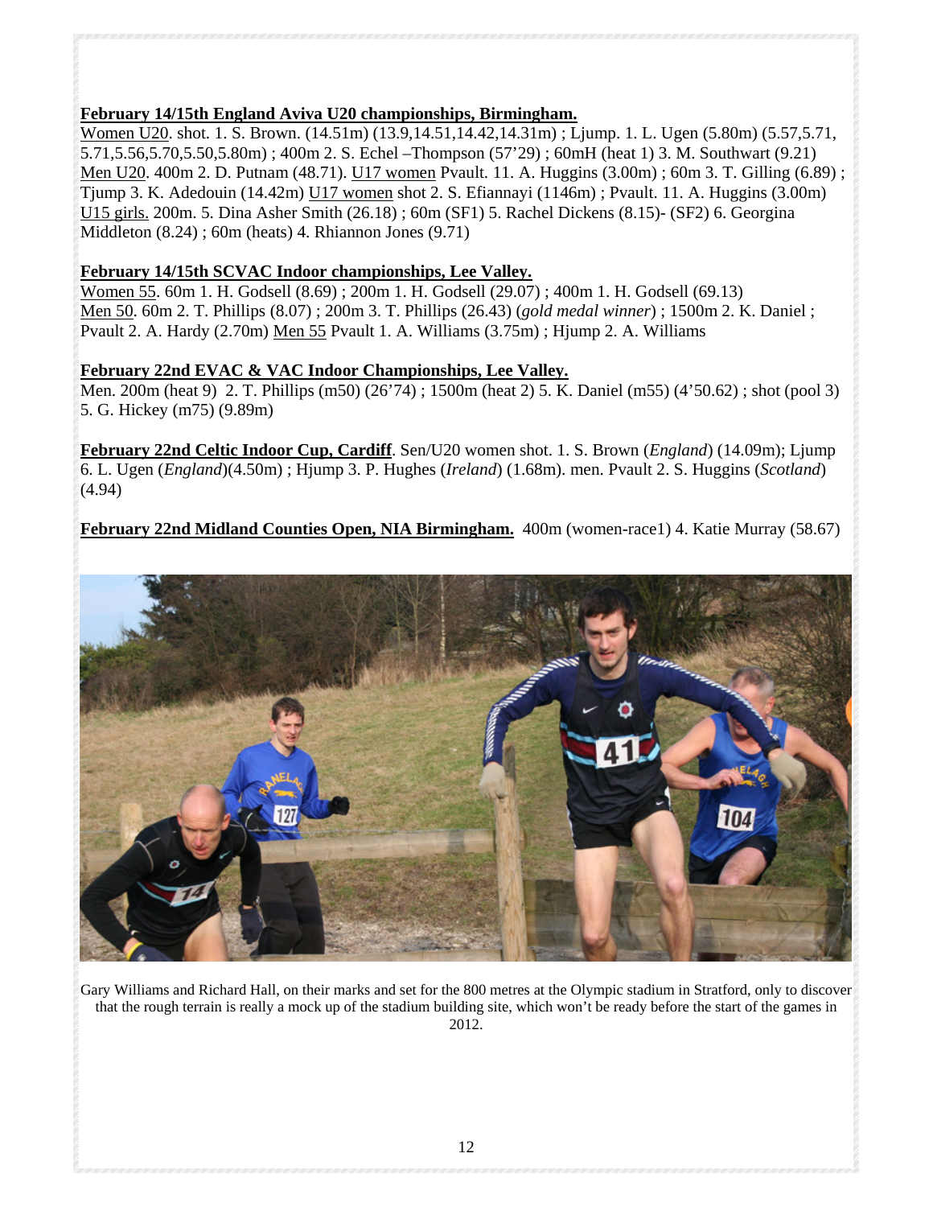**February 14/15th England Aviva U20 championships, Birmingham.**
Women U20. shot. 1. S. Brown. (14.51m) (13.9,14.51,14.42,14.31m) ; Ljump. 1. L. Ugen (5.80m) (5.57,5.71, 5.71,5.56,5.70,5.50,5.80m) ; 400m 2. S. Echel –Thompson (57'29) ; 60mH (heat 1) 3. M. Southwart (9.21) Men U20. 400m 2. D. Putnam (48.71). U17 women Pvault. 11. A. Huggins (3.00m) ; 60m 3. T. Gilling (6.89) ; Tjump 3. K. Adedouin (14.42m) U17 women shot 2. S. Efiannayi (1146m) ; Pvault. 11. A. Huggins (3.00m) U15 girls. 200m. 5. Dina Asher Smith (26.18) ; 60m (SF1) 5. Rachel Dickens (8.15)- (SF2) 6. Georgina Middleton (8.24) ; 60m (heats) 4. Rhiannon Jones (9.71)

**February 14/15th SCVAC Indoor championships, Lee Valley.**
Women 55. 60m 1. H. Godsell (8.69) ; 200m 1. H. Godsell (29.07) ; 400m 1. H. Godsell (69.13)
Men 50. 60m 2. T. Phillips (8.07) ; 200m 3. T. Phillips (26.43) (*gold medal winner*) ; 1500m 2. K. Daniel ; Pvault 2. A. Hardy (2.70m) Men 55 Pvault 1. A. Williams (3.75m) ; Hjump 2. A. Williams

**February 22nd EVAC & VAC Indoor Championships, Lee Valley.**
Men. 200m (heat 9) 2. T. Phillips (m50) (26'74) ; 1500m (heat 2) 5. K. Daniel (m55) (4'50.62) ; shot (pool 3) 5. G. Hickey (m75) (9.89m)

**February 22nd Celtic Indoor Cup, Cardiff**. Sen/U20 women shot. 1. S. Brown (*England*) (14.09m); Ljump 6. L. Ugen (*England*)(4.50m) ; Hjump 3. P. Hughes (*Ireland*) (1.68m). men. Pvault 2. S. Huggins (*Scotland*) (4.94)

**February 22nd Midland Counties Open, NIA Birmingham.** 400m (women-race1) 4. Katie Murray (58.67)

Gary Williams and Richard Hall, on their marks and set for the 800 metres at the Olympic stadium in Stratford, only to discover that the rough terrain is really a mock up of the stadium building site, which won't be ready before the start of the games in 2012.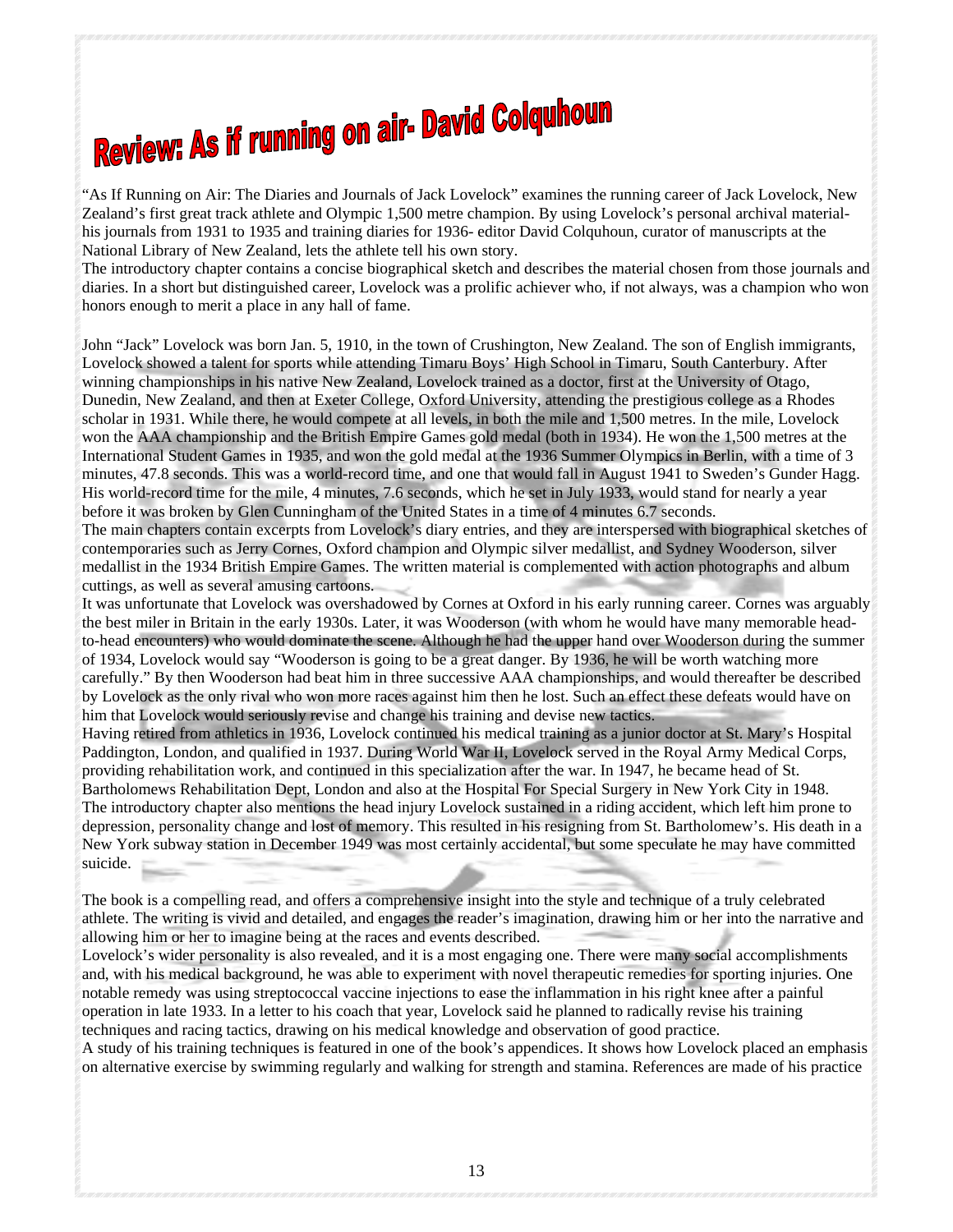# Review: As if running on air- David Colquhoun

"As If Running on Air: The Diaries and Journals of Jack Lovelock" examines the running career of Jack Lovelock, New Zealand's first great track athlete and Olympic 1,500 metre champion. By using Lovelock's personal archival material- his journals from 1931 to 1935 and training diaries for 1936- editor David Colquhoun, curator of manuscripts at the National Library of New Zealand, lets the athlete tell his own story.

The introductory chapter contains a concise biographical sketch and describes the material chosen from those journals and diaries. In a short but distinguished career, Lovelock was a prolific achiever who, if not always, was a champion who won honors enough to merit a place in any hall of fame.

John "Jack" Lovelock was born Jan. 5, 1910, in the town of Crushington, New Zealand. The son of English immigrants, Lovelock showed a talent for sports while attending Timaru Boys' High School in Timaru, South Canterbury. After winning championships in his native New Zealand, Lovelock trained as a doctor, first at the University of Otago, Dunedin, New Zealand, and then at Exeter College, Oxford University, attending the prestigious college as a Rhodes scholar in 1931. While there, he would compete at all levels, in both the mile and 1,500 metres. In the mile, Lovelock won the AAA championship and the British Empire Games gold medal (both in 1934). He won the 1,500 metres at the International Student Games in 1935, and won the gold medal at the 1936 Summer Olympics in Berlin, with a time of 3 minutes, 47.8 seconds. This was a world-record time, and one that would fall in August 1941 to Sweden's Gunder Hagg. His world-record time for the mile, 4 minutes, 7.6 seconds, which he set in July 1933, would stand for nearly a year before it was broken by Glen Cunningham of the United States in a time of 4 minutes 6.7 seconds.

The main chapters contain excerpts from Lovelock's diary entries, and they are interspersed with biographical sketches of contemporaries such as Jerry Cornes, Oxford champion and Olympic silver medallist, and Sydney Wooderson, silver medallist in the 1934 British Empire Games. The written material is complemented with action photographs and album cuttings, as well as several amusing cartoons.

It was unfortunate that Lovelock was overshadowed by Cornes at Oxford in his early running career. Cornes was arguably the best miler in Britain in the early 1930s. Later, it was Wooderson (with whom he would have many memorable head-to-head encounters) who would dominate the scene. Although he had the upper hand over Wooderson during the summer of 1934, Lovelock would say "Wooderson is going to be a great danger. By 1936, he will be worth watching more carefully." By then Wooderson had beat him in three successive AAA championships, and would thereafter be described by Lovelock as the only rival who won more races against him then he lost. Such an effect these defeats would have on him that Lovelock would seriously revise and change his training and devise new tactics.

Having retired from athletics in 1936, Lovelock continued his medical training as a junior doctor at St. Mary's Hospital Paddington, London, and qualified in 1937. During World War II, Lovelock served in the Royal Army Medical Corps, providing rehabilitation work, and continued in this specialization after the war. In 1947, he became head of St. Bartholomews Rehabilitation Dept, London and also at the Hospital For Special Surgery in New York City in 1948.

The introductory chapter also mentions the head injury Lovelock sustained in a riding accident, which left him prone to depression, personality change and lost of memory. This resulted in his resigning from St. Bartholomew's. His death in a New York subway station in December 1949 was most certainly accidental, but some speculate he may have committed suicide.

The book is a compelling read, and offers a comprehensive insight into the style and technique of a truly celebrated athlete. The writing is vivid and detailed, and engages the reader's imagination, drawing him or her into the narrative and allowing him or her to imagine being at the races and events described.

Lovelock's wider personality is also revealed, and it is a most engaging one. There were many social accomplishments and, with his medical background, he was able to experiment with novel therapeutic remedies for sporting injuries. One notable remedy was using streptococcal vaccine injections to ease the inflammation in his right knee after a painful operation in late 1933. In a letter to his coach that year, Lovelock said he planned to radically revise his training techniques and racing tactics, drawing on his medical knowledge and observation of good practice.

A study of his training techniques is featured in one of the book's appendices. It shows how Lovelock placed an emphasis on alternative exercise by swimming regularly and walking for strength and stamina. References are made of his practice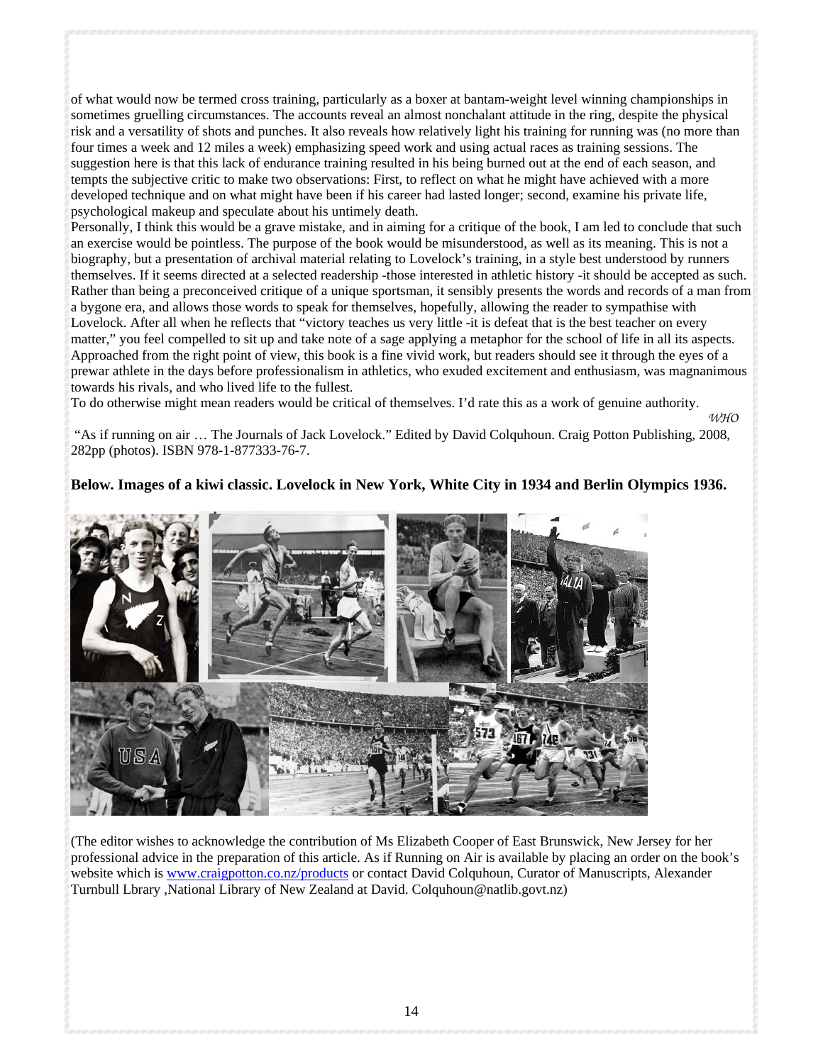of what would now be termed cross training, particularly as a boxer at bantam-weight level winning championships in sometimes gruelling circumstances. The accounts reveal an almost nonchalant attitude in the ring, despite the physical risk and a versatility of shots and punches. It also reveals how relatively light his training for running was (no more than four times a week and 12 miles a week) emphasizing speed work and using actual races as training sessions. The suggestion here is that this lack of endurance training resulted in his being burned out at the end of each season, and tempts the subjective critic to make two observations: First, to reflect on what he might have achieved with a more developed technique and on what might have been if his career had lasted longer; second, examine his private life, psychological makeup and speculate about his untimely death.

Personally, I think this would be a grave mistake, and in aiming for a critique of the book, I am led to conclude that such an exercise would be pointless. The purpose of the book would be misunderstood, as well as its meaning. This is not a biography, but a presentation of archival material relating to Lovelock's training, in a style best understood by runners themselves. If it seems directed at a selected readership -those interested in athletic history -it should be accepted as such. Rather than being a preconceived critique of a unique sportsman, it sensibly presents the words and records of a man from a bygone era, and allows those words to speak for themselves, hopefully, allowing the reader to sympathise with Lovelock. After all when he reflects that "victory teaches us very little -it is defeat that is the best teacher on every matter," you feel compelled to sit up and take note of a sage applying a metaphor for the school of life in all its aspects. Approached from the right point of view, this book is a fine vivid work, but readers should see it through the eyes of a prewar athlete in the days before professionalism in athletics, who exuded excitement and enthusiasm, was magnanimous towards his rivals, and who lived life to the fullest.

To do otherwise might mean readers would be critical of themselves. I'd rate this as a work of genuine authority.

*WHO*

"As if running on air … The Journals of Jack Lovelock." Edited by David Colquhoun. Craig Potton Publishing, 2008, 282pp (photos). ISBN 978-1-877333-76-7.

**Below. Images of a kiwi classic. Lovelock in New York, White City in 1934 and Berlin Olympics 1936.**

(The editor wishes to acknowledge the contribution of Ms Elizabeth Cooper of East Brunswick, New Jersey for her professional advice in the preparation of this article. As if Running on Air is available by placing an order on the book's website which is www.craigpotton.co.nz/products or contact David Colquhoun, Curator of Manuscripts, Alexander Turnbull Lbrary ,National Library of New Zealand at David. Colquhoun@natlib.govt.nz)